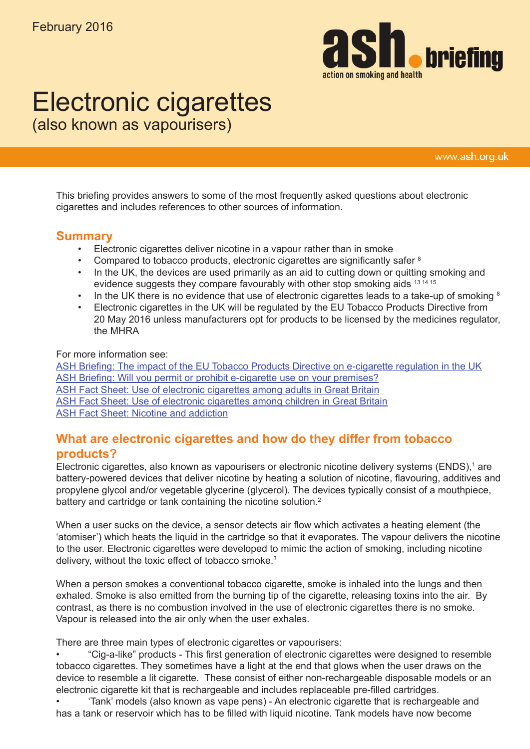February 2016

ash briefing
action on smoking and health

# Electronic cigarettes

(also known as vapourisers)

www.ash.org.uk

This briefing provides answers to some of the most frequently asked questions about electronic cigarettes and includes references to other sources of information.

## Summary

- Electronic cigarettes deliver nicotine in a vapour rather than in smoke
- Compared to tobacco products, electronic cigarettes are significantly safer [8]
- In the UK, the devices are used primarily as an aid to cutting down or quitting smoking and evidence suggests they compare favourably with other stop smoking aids [13 14 15]
- In the UK there is no evidence that use of electronic cigarettes leads to a take-up of smoking [8]
- Electronic cigarettes in the UK will be regulated by the EU Tobacco Products Directive from 20 May 2016 unless manufacturers opt for products to be licensed by the medicines regulator, the MHRA

For more information see:
ASH Briefing: The impact of the EU Tobacco Products Directive on e-cigarette regulation in the UK
ASH Briefing: Will you permit or prohibit e-cigarette use on your premises?
ASH Fact Sheet: Use of electronic cigarettes among adults in Great Britain
ASH Fact Sheet: Use of electronic cigarettes among children in Great Britain
ASH Fact Sheet: Nicotine and addiction

## What are electronic cigarettes and how do they differ from tobacco products?

Electronic cigarettes, also known as vapourisers or electronic nicotine delivery systems (ENDS),[1] are battery-powered devices that deliver nicotine by heating a solution of nicotine, flavouring, additives and propylene glycol and/or vegetable glycerine (glycerol). The devices typically consist of a mouthpiece, battery and cartridge or tank containing the nicotine solution.[2]

When a user sucks on the device, a sensor detects air flow which activates a heating element (the 'atomiser') which heats the liquid in the cartridge so that it evaporates. The vapour delivers the nicotine to the user. Electronic cigarettes were developed to mimic the action of smoking, including nicotine delivery, without the toxic effect of tobacco smoke.[3]

When a person smokes a conventional tobacco cigarette, smoke is inhaled into the lungs and then exhaled. Smoke is also emitted from the burning tip of the cigarette, releasing toxins into the air. By contrast, as there is no combustion involved in the use of electronic cigarettes there is no smoke. Vapour is released into the air only when the user exhales.

There are three main types of electronic cigarettes or vapourisers:

- "Cig-a-like" products - This first generation of electronic cigarettes were designed to resemble tobacco cigarettes. They sometimes have a light at the end that glows when the user draws on the device to resemble a lit cigarette. These consist of either non-rechargeable disposable models or an electronic cigarette kit that is rechargeable and includes replaceable pre-filled cartridges.
- 'Tank' models (also known as vape pens) - An electronic cigarette that is rechargeable and has a tank or reservoir which has to be filled with liquid nicotine. Tank models have now become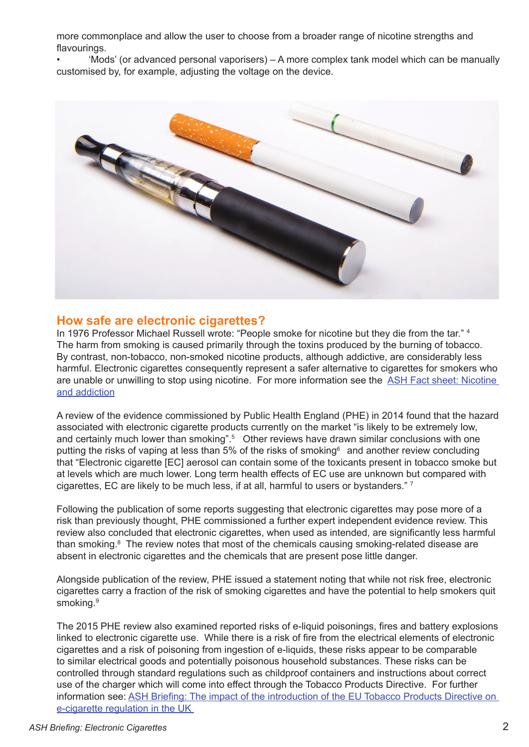more commonplace and allow the user to choose from a broader range of nicotine strengths and flavourings.

- 'Mods' (or advanced personal vaporisers) – A more complex tank model which can be manually customised by, for example, adjusting the voltage on the device.

## How safe are electronic cigarettes?

In 1976 Professor Michael Russell wrote: "People smoke for nicotine but they die from the tar." [4] The harm from smoking is caused primarily through the toxins produced by the burning of tobacco. By contrast, non-tobacco, non-smoked nicotine products, although addictive, are considerably less harmful. Electronic cigarettes consequently represent a safer alternative to cigarettes for smokers who are unable or unwilling to stop using nicotine. For more information see the [ASH Fact sheet: Nicotine and addiction]

A review of the evidence commissioned by Public Health England (PHE) in 2014 found that the hazard associated with electronic cigarette products currently on the market "is likely to be extremely low, and certainly much lower than smoking".[5] Other reviews have drawn similar conclusions with one putting the risks of vaping at less than 5% of the risks of smoking[6] and another review concluding that "Electronic cigarette [EC] aerosol can contain some of the toxicants present in tobacco smoke but at levels which are much lower. Long term health effects of EC use are unknown but compared with cigarettes, EC are likely to be much less, if at all, harmful to users or bystanders." [7]

Following the publication of some reports suggesting that electronic cigarettes may pose more of a risk than previously thought, PHE commissioned a further expert independent evidence review. This review also concluded that electronic cigarettes, when used as intended, are significantly less harmful than smoking.[8] The review notes that most of the chemicals causing smoking-related disease are absent in electronic cigarettes and the chemicals that are present pose little danger.

Alongside publication of the review, PHE issued a statement noting that while not risk free, electronic cigarettes carry a fraction of the risk of smoking cigarettes and have the potential to help smokers quit smoking.[9]

The 2015 PHE review also examined reported risks of e-liquid poisonings, fires and battery explosions linked to electronic cigarette use. While there is a risk of fire from the electrical elements of electronic cigarettes and a risk of poisoning from ingestion of e-liquids, these risks appear to be comparable to similar electrical goods and potentially poisonous household substances. These risks can be controlled through standard regulations such as childproof containers and instructions about correct use of the charger which will come into effect through the Tobacco Products Directive. For further information see: [ASH Briefing: The impact of the introduction of the EU Tobacco Products Directive on e-cigarette regulation in the UK]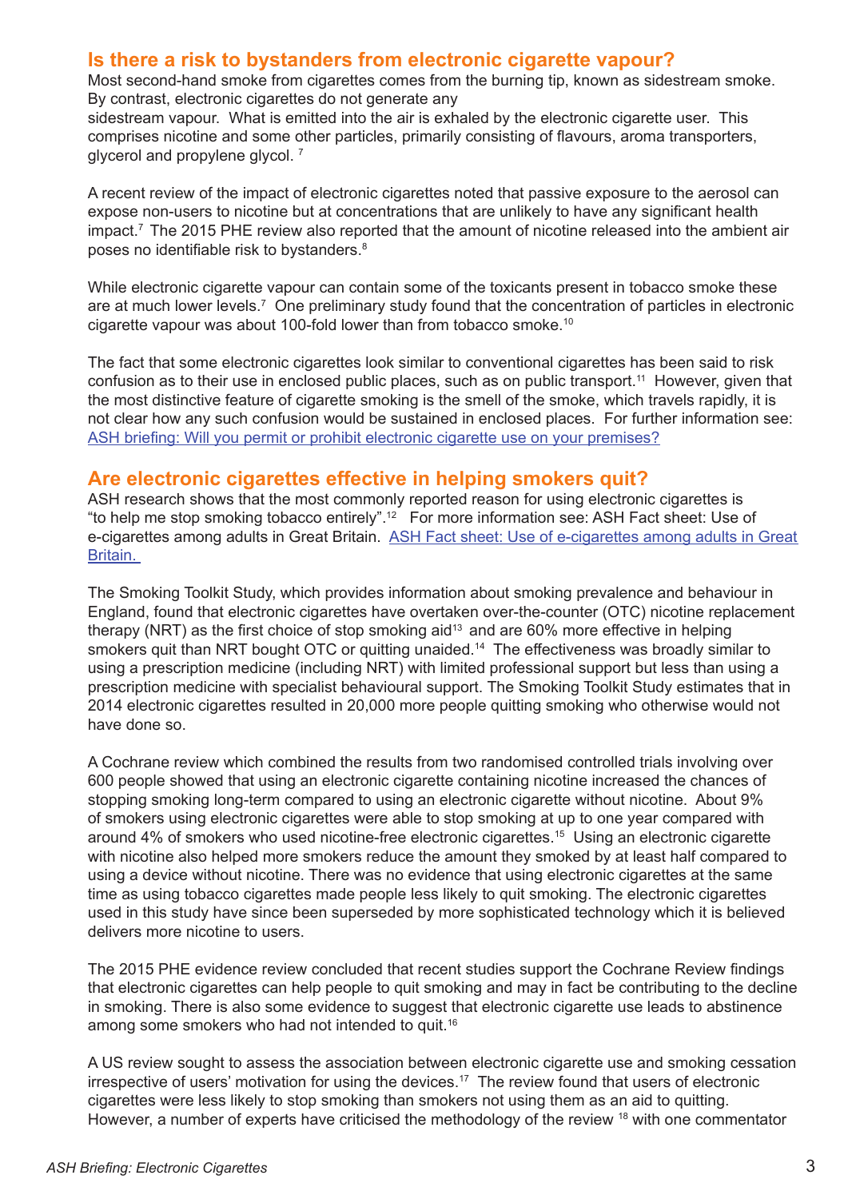## Is there a risk to bystanders from electronic cigarette vapour?

Most second-hand smoke from cigarettes comes from the burning tip, known as sidestream smoke. By contrast, electronic cigarettes do not generate any sidestream vapour. What is emitted into the air is exhaled by the electronic cigarette user. This comprises nicotine and some other particles, primarily consisting of flavours, aroma transporters, glycerol and propylene glycol. [7]

A recent review of the impact of electronic cigarettes noted that passive exposure to the aerosol can expose non-users to nicotine but at concentrations that are unlikely to have any significant health impact.[7] The 2015 PHE review also reported that the amount of nicotine released into the ambient air poses no identifiable risk to bystanders.[8]

While electronic cigarette vapour can contain some of the toxicants present in tobacco smoke these are at much lower levels.[7] One preliminary study found that the concentration of particles in electronic cigarette vapour was about 100-fold lower than from tobacco smoke.[10]

The fact that some electronic cigarettes look similar to conventional cigarettes has been said to risk confusion as to their use in enclosed public places, such as on public transport.[11] However, given that the most distinctive feature of cigarette smoking is the smell of the smoke, which travels rapidly, it is not clear how any such confusion would be sustained in enclosed places. For further information see: ASH briefing: Will you permit or prohibit electronic cigarette use on your premises?

## Are electronic cigarettes effective in helping smokers quit?

ASH research shows that the most commonly reported reason for using electronic cigarettes is "to help me stop smoking tobacco entirely".[12] For more information see: ASH Fact sheet: Use of e-cigarettes among adults in Great Britain. ASH Fact sheet: Use of e-cigarettes among adults in Great Britain.

The Smoking Toolkit Study, which provides information about smoking prevalence and behaviour in England, found that electronic cigarettes have overtaken over-the-counter (OTC) nicotine replacement therapy (NRT) as the first choice of stop smoking aid[13] and are 60% more effective in helping smokers quit than NRT bought OTC or quitting unaided.[14] The effectiveness was broadly similar to using a prescription medicine (including NRT) with limited professional support but less than using a prescription medicine with specialist behavioural support. The Smoking Toolkit Study estimates that in 2014 electronic cigarettes resulted in 20,000 more people quitting smoking who otherwise would not have done so.

A Cochrane review which combined the results from two randomised controlled trials involving over 600 people showed that using an electronic cigarette containing nicotine increased the chances of stopping smoking long-term compared to using an electronic cigarette without nicotine. About 9% of smokers using electronic cigarettes were able to stop smoking at up to one year compared with around 4% of smokers who used nicotine-free electronic cigarettes.[15] Using an electronic cigarette with nicotine also helped more smokers reduce the amount they smoked by at least half compared to using a device without nicotine. There was no evidence that using electronic cigarettes at the same time as using tobacco cigarettes made people less likely to quit smoking. The electronic cigarettes used in this study have since been superseded by more sophisticated technology which it is believed delivers more nicotine to users.

The 2015 PHE evidence review concluded that recent studies support the Cochrane Review findings that electronic cigarettes can help people to quit smoking and may in fact be contributing to the decline in smoking. There is also some evidence to suggest that electronic cigarette use leads to abstinence among some smokers who had not intended to quit.[16]

A US review sought to assess the association between electronic cigarette use and smoking cessation irrespective of users' motivation for using the devices.[17] The review found that users of electronic cigarettes were less likely to stop smoking than smokers not using them as an aid to quitting. However, a number of experts have criticised the methodology of the review [18] with one commentator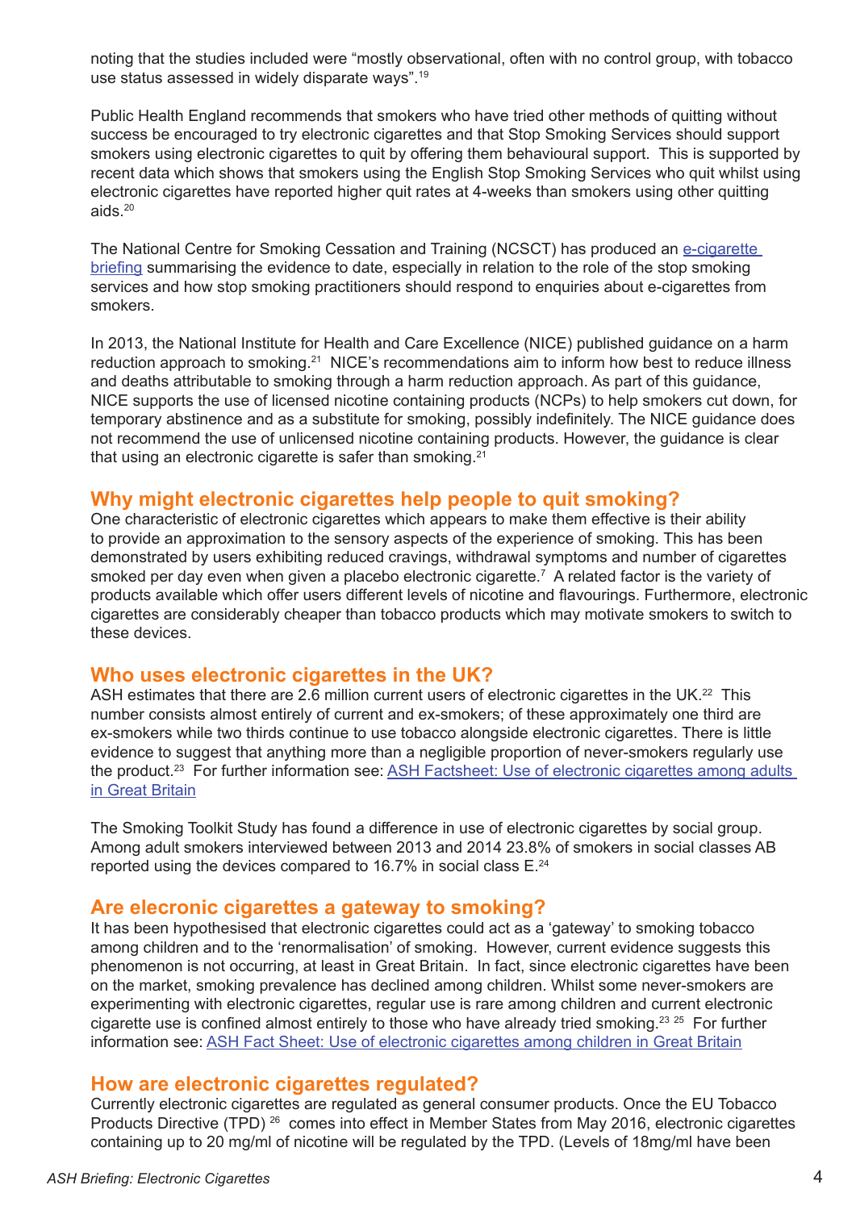noting that the studies included were "mostly observational, often with no control group, with tobacco use status assessed in widely disparate ways".[19]

Public Health England recommends that smokers who have tried other methods of quitting without success be encouraged to try electronic cigarettes and that Stop Smoking Services should support smokers using electronic cigarettes to quit by offering them behavioural support. This is supported by recent data which shows that smokers using the English Stop Smoking Services who quit whilst using electronic cigarettes have reported higher quit rates at 4-weeks than smokers using other quitting aids.[20]

The National Centre for Smoking Cessation and Training (NCSCT) has produced an [e-cigarette briefing] summarising the evidence to date, especially in relation to the role of the stop smoking services and how stop smoking practitioners should respond to enquiries about e-cigarettes from smokers.

In 2013, the National Institute for Health and Care Excellence (NICE) published guidance on a harm reduction approach to smoking.[21] NICE's recommendations aim to inform how best to reduce illness and deaths attributable to smoking through a harm reduction approach. As part of this guidance, NICE supports the use of licensed nicotine containing products (NCPs) to help smokers cut down, for temporary abstinence and as a substitute for smoking, possibly indefinitely. The NICE guidance does not recommend the use of unlicensed nicotine containing products. However, the guidance is clear that using an electronic cigarette is safer than smoking.[21]

## Why might electronic cigarettes help people to quit smoking?

One characteristic of electronic cigarettes which appears to make them effective is their ability to provide an approximation to the sensory aspects of the experience of smoking. This has been demonstrated by users exhibiting reduced cravings, withdrawal symptoms and number of cigarettes smoked per day even when given a placebo electronic cigarette.[7] A related factor is the variety of products available which offer users different levels of nicotine and flavourings. Furthermore, electronic cigarettes are considerably cheaper than tobacco products which may motivate smokers to switch to these devices.

## Who uses electronic cigarettes in the UK?

ASH estimates that there are 2.6 million current users of electronic cigarettes in the UK.[22] This number consists almost entirely of current and ex-smokers; of these approximately one third are ex-smokers while two thirds continue to use tobacco alongside electronic cigarettes. There is little evidence to suggest that anything more than a negligible proportion of never-smokers regularly use the product.[23] For further information see: [ASH Factsheet: Use of electronic cigarettes among adults in Great Britain]

The Smoking Toolkit Study has found a difference in use of electronic cigarettes by social group. Among adult smokers interviewed between 2013 and 2014 23.8% of smokers in social classes AB reported using the devices compared to 16.7% in social class E.[24]

## Are elecronic cigarettes a gateway to smoking?

It has been hypothesised that electronic cigarettes could act as a 'gateway' to smoking tobacco among children and to the 'renormalisation' of smoking. However, current evidence suggests this phenomenon is not occurring, at least in Great Britain. In fact, since electronic cigarettes have been on the market, smoking prevalence has declined among children. Whilst some never-smokers are experimenting with electronic cigarettes, regular use is rare among children and current electronic cigarette use is confined almost entirely to those who have already tried smoking.[23,25] For further information see: [ASH Fact Sheet: Use of electronic cigarettes among children in Great Britain]

## How are electronic cigarettes regulated?

Currently electronic cigarettes are regulated as general consumer products. Once the EU Tobacco Products Directive (TPD)[26] comes into effect in Member States from May 2016, electronic cigarettes containing up to 20 mg/ml of nicotine will be regulated by the TPD. (Levels of 18mg/ml have been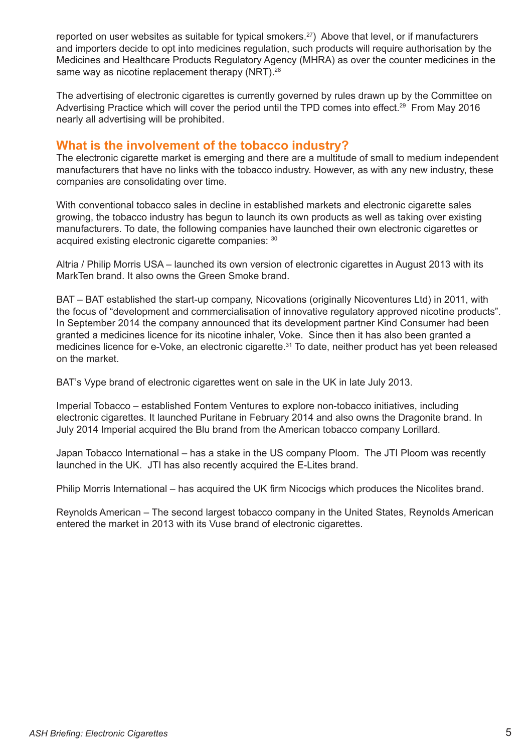reported on user websites as suitable for typical smokers.[27]) Above that level, or if manufacturers and importers decide to opt into medicines regulation, such products will require authorisation by the Medicines and Healthcare Products Regulatory Agency (MHRA) as over the counter medicines in the same way as nicotine replacement therapy (NRT).[28]

The advertising of electronic cigarettes is currently governed by rules drawn up by the Committee on Advertising Practice which will cover the period until the TPD comes into effect.[29] From May 2016 nearly all advertising will be prohibited.

## What is the involvement of the tobacco industry?

The electronic cigarette market is emerging and there are a multitude of small to medium independent manufacturers that have no links with the tobacco industry. However, as with any new industry, these companies are consolidating over time.

With conventional tobacco sales in decline in established markets and electronic cigarette sales growing, the tobacco industry has begun to launch its own products as well as taking over existing manufacturers. To date, the following companies have launched their own electronic cigarettes or acquired existing electronic cigarette companies: [30]

Altria / Philip Morris USA – launched its own version of electronic cigarettes in August 2013 with its MarkTen brand. It also owns the Green Smoke brand.

BAT – BAT established the start-up company, Nicovations (originally Nicoventures Ltd) in 2011, with the focus of "development and commercialisation of innovative regulatory approved nicotine products". In September 2014 the company announced that its development partner Kind Consumer had been granted a medicines licence for its nicotine inhaler, Voke. Since then it has also been granted a medicines licence for e-Voke, an electronic cigarette.[31] To date, neither product has yet been released on the market.

BAT's Vype brand of electronic cigarettes went on sale in the UK in late July 2013.

Imperial Tobacco – established Fontem Ventures to explore non-tobacco initiatives, including electronic cigarettes. It launched Puritane in February 2014 and also owns the Dragonite brand. In July 2014 Imperial acquired the Blu brand from the American tobacco company Lorillard.

Japan Tobacco International – has a stake in the US company Ploom. The JTI Ploom was recently launched in the UK. JTI has also recently acquired the E-Lites brand.

Philip Morris International – has acquired the UK firm Nicocigs which produces the Nicolites brand.

Reynolds American – The second largest tobacco company in the United States, Reynolds American entered the market in 2013 with its Vuse brand of electronic cigarettes.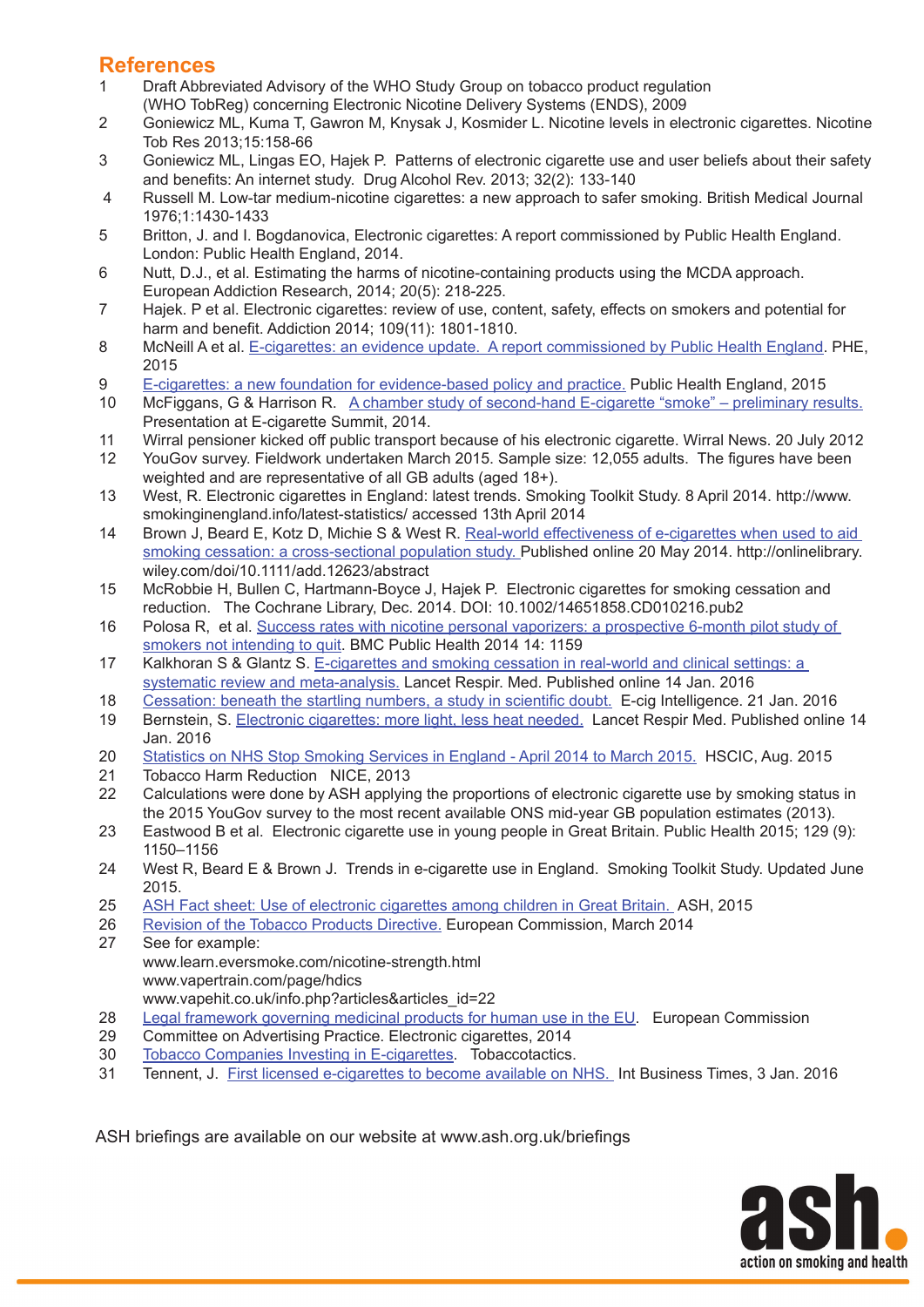## References

1. Draft Abbreviated Advisory of the WHO Study Group on tobacco product regulation (WHO TobReg) concerning Electronic Nicotine Delivery Systems (ENDS), 2009
2. Goniewicz ML, Kuma T, Gawron M, Knysak J, Kosmider L. Nicotine levels in electronic cigarettes. Nicotine Tob Res 2013;15:158-66
3. Goniewicz ML, Lingas EO, Hajek P. Patterns of electronic cigarette use and user beliefs about their safety and benefits: An internet study. Drug Alcohol Rev. 2013; 32(2): 133-140
4. Russell M. Low-tar medium-nicotine cigarettes: a new approach to safer smoking. British Medical Journal 1976;1:1430-1433
5. Britton, J. and I. Bogdanovica, Electronic cigarettes: A report commissioned by Public Health England. London: Public Health England, 2014.
6. Nutt, D.J., et al. Estimating the harms of nicotine-containing products using the MCDA approach. European Addiction Research, 2014; 20(5): 218-225.
7. Hajek. P et al. Electronic cigarettes: review of use, content, safety, effects on smokers and potential for harm and benefit. Addiction 2014; 109(11): 1801-1810.
8. McNeill A et al. E-cigarettes: an evidence update. A report commissioned by Public Health England. PHE, 2015
9. E-cigarettes: a new foundation for evidence-based policy and practice. Public Health England, 2015
10. McFiggans, G & Harrison R. A chamber study of second-hand E-cigarette "smoke" – preliminary results. Presentation at E-cigarette Summit, 2014.
11. Wirral pensioner kicked off public transport because of his electronic cigarette. Wirral News. 20 July 2012
12. YouGov survey. Fieldwork undertaken March 2015. Sample size: 12,055 adults. The figures have been weighted and are representative of all GB adults (aged 18+).
13. West, R. Electronic cigarettes in England: latest trends. Smoking Toolkit Study. 8 April 2014. http://www.smokinginengland.info/latest-statistics/ accessed 13th April 2014
14. Brown J, Beard E, Kotz D, Michie S & West R. Real-world effectiveness of e-cigarettes when used to aid smoking cessation: a cross-sectional population study. Published online 20 May 2014. http://onlinelibrary.wiley.com/doi/10.1111/add.12623/abstract
15. McRobbie H, Bullen C, Hartmann-Boyce J, Hajek P. Electronic cigarettes for smoking cessation and reduction. The Cochrane Library, Dec. 2014. DOI: 10.1002/14651858.CD010216.pub2
16. Polosa R, et al. Success rates with nicotine personal vaporizers: a prospective 6-month pilot study of smokers not intending to quit. BMC Public Health 2014 14: 1159
17. Kalkhoran S & Glantz S. E-cigarettes and smoking cessation in real-world and clinical settings: a systematic review and meta-analysis. Lancet Respir. Med. Published online 14 Jan. 2016
18. Cessation: beneath the startling numbers, a study in scientific doubt. E-cig Intelligence. 21 Jan. 2016
19. Bernstein, S. Electronic cigarettes: more light, less heat needed. Lancet Respir Med. Published online 14 Jan. 2016
20. Statistics on NHS Stop Smoking Services in England - April 2014 to March 2015. HSCIC, Aug. 2015
21. Tobacco Harm Reduction NICE, 2013
22. Calculations were done by ASH applying the proportions of electronic cigarette use by smoking status in the 2015 YouGov survey to the most recent available ONS mid-year GB population estimates (2013).
23. Eastwood B et al. Electronic cigarette use in young people in Great Britain. Public Health 2015; 129 (9): 1150–1156
24. West R, Beard E & Brown J. Trends in e-cigarette use in England. Smoking Toolkit Study. Updated June 2015.
25. ASH Fact sheet: Use of electronic cigarettes among children in Great Britain. ASH, 2015
26. Revision of the Tobacco Products Directive. European Commission, March 2014
27. See for example:
    www.learn.eversmoke.com/nicotine-strength.html
    www.vapertrain.com/page/hdics
    www.vapehit.co.uk/info.php?articles&articles_id=22
28. Legal framework governing medicinal products for human use in the EU. European Commission
29. Committee on Advertising Practice. Electronic cigarettes, 2014
30. Tobacco Companies Investing in E-cigarettes. Tobaccotactics.
31. Tennent, J. First licensed e-cigarettes to become available on NHS. Int Business Times, 3 Jan. 2016

ASH briefings are available on our website at www.ash.org.uk/briefings

ash. action on smoking and health